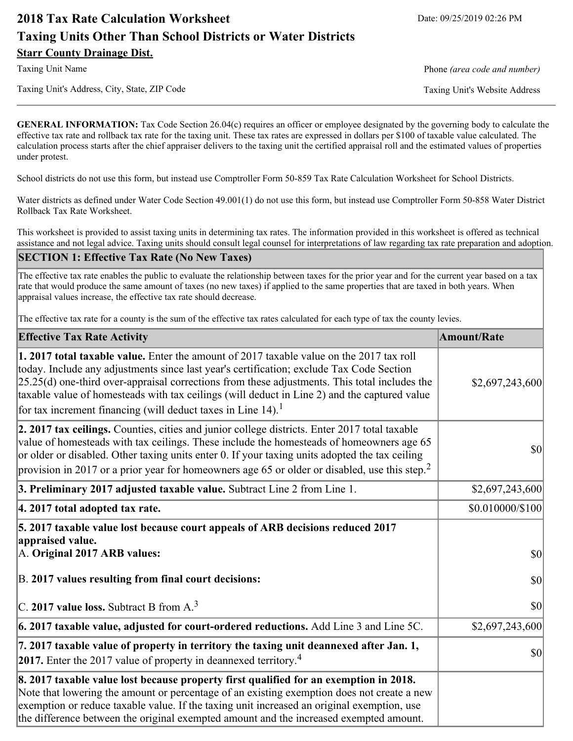# 2018 Tax Rate Calculation Worksheet

Date: 09/25/2019 02:26 PM

## Taxing Units Other Than School Districts or Water Districts

**Starr County Drainage Dist.**

Taxing Unit Name

Phone *(area code and number)*

Taxing Unit's Address, City, State, ZIP Code

Taxing Unit's Website Address

---

**GENERAL INFORMATION:** Tax Code Section 26.04(c) requires an officer or employee designated by the governing body to calculate the effective tax rate and rollback tax rate for the taxing unit. These tax rates are expressed in dollars per $100 of taxable value calculated. The calculation process starts after the chief appraiser delivers to the taxing unit the certified appraisal roll and the estimated values of properties under protest.

School districts do not use this form, but instead use Comptroller Form 50-859 Tax Rate Calculation Worksheet for School Districts.

Water districts as defined under Water Code Section 49.001(1) do not use this form, but instead use Comptroller Form 50-858 Water District Rollback Tax Rate Worksheet.

This worksheet is provided to assist taxing units in determining tax rates. The information provided in this worksheet is offered as technical assistance and not legal advice. Taxing units should consult legal counsel for interpretations of law regarding tax rate preparation and adoption.

### SECTION 1: Effective Tax Rate (No New Taxes)

The effective tax rate enables the public to evaluate the relationship between taxes for the prior year and for the current year based on a tax rate that would produce the same amount of taxes (no new taxes) if applied to the same properties that are taxed in both years. When appraisal values increase, the effective tax rate should decrease.

The effective tax rate for a county is the sum of the effective tax rates calculated for each type of tax the county levies.

| Effective Tax Rate Activity | Amount/Rate |
| --- | --- |
| **1. 2017 total taxable value.** Enter the amount of 2017 taxable value on the 2017 tax roll today. Include any adjustments since last year's certification; exclude Tax Code Section 25.25(d) one-third over-appraisal corrections from these adjustments. This total includes the taxable value of homesteads with tax ceilings (will deduct in Line 2) and the captured value for tax increment financing (will deduct taxes in Line 14).[1] | $2,697,243,600 |
| **2. 2017 tax ceilings.** Counties, cities and junior college districts. Enter 2017 total taxable value of homesteads with tax ceilings. These include the homesteads of homeowners age 65 or older or disabled. Other taxing units enter 0. If your taxing units adopted the tax ceiling provision in 2017 or a prior year for homeowners age 65 or older or disabled, use this step.[2] | $0 |
| **3. Preliminary 2017 adjusted taxable value.** Subtract Line 2 from Line 1. | $2,697,243,600 |
| **4. 2017 total adopted tax rate.** | $0.010000/$100 |
| **5. 2017 taxable value lost because court appeals of ARB decisions reduced 2017 appraised value.** | |
| A. **Original 2017 ARB values:** | $0 |
| B. **2017 values resulting from final court decisions:** | $0 |
| C. **2017 value loss.** Subtract B from A.[3] | $0 |
| **6. 2017 taxable value, adjusted for court-ordered reductions.** Add Line 3 and Line 5C. | $2,697,243,600 |
| **7. 2017 taxable value of property in territory the taxing unit deannexed after Jan. 1, 2017.** Enter the 2017 value of property in deannexed territory.[4] | $0 |
| **8. 2017 taxable value lost because property first qualified for an exemption in 2018.** Note that lowering the amount or percentage of an existing exemption does not create a new exemption or reduce taxable value. If the taxing unit increased an original exemption, use the difference between the original exempted amount and the increased exempted amount. | |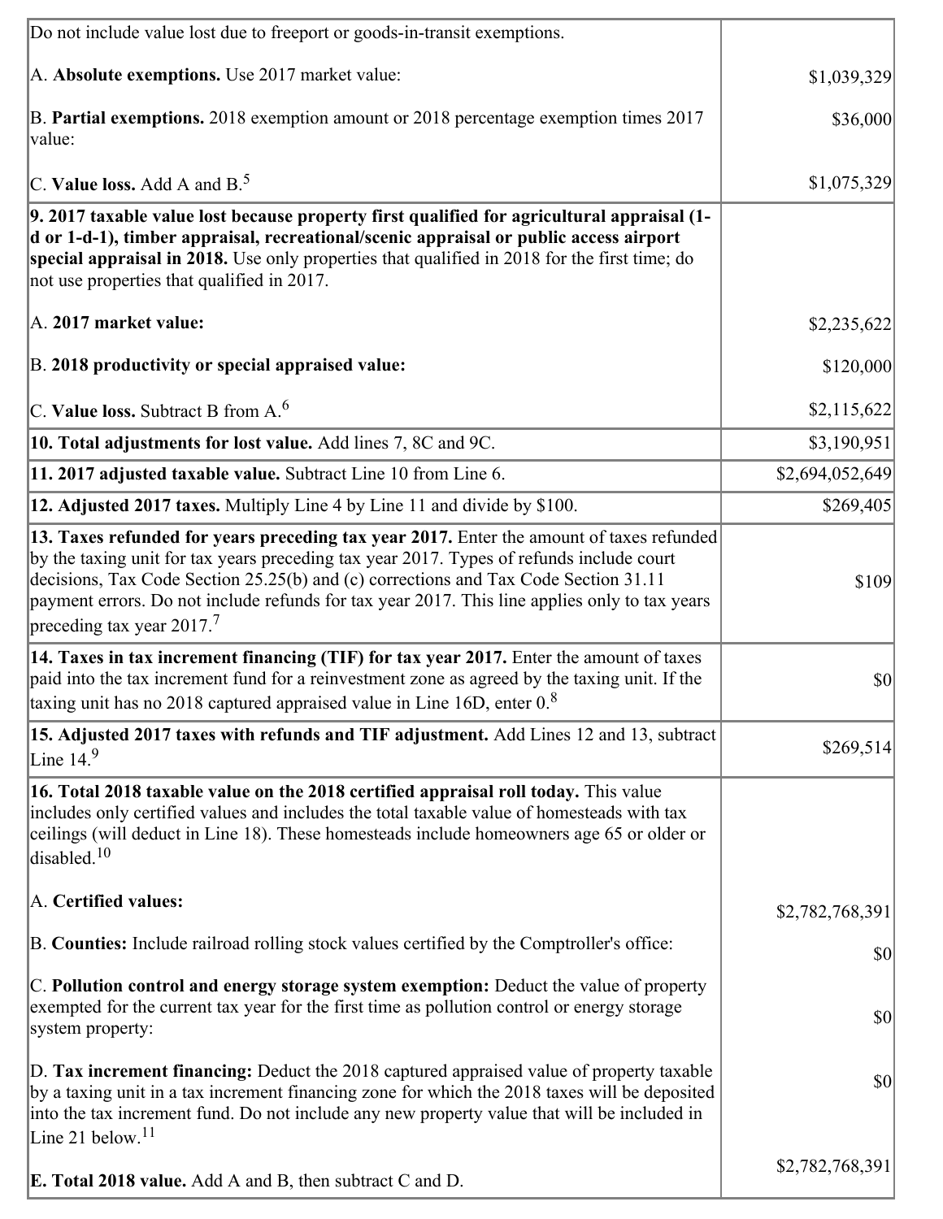| | |
|---|---|
| Do not include value lost due to freeport or goods-in-transit exemptions.<br><br>A. **Absolute exemptions.** Use 2017 market value:<br><br>B. **Partial exemptions.** 2018 exemption amount or 2018 percentage exemption times 2017 value:<br><br>C. **Value loss.** Add A and B.[5] | <br><br>$1,039,329<br><br>$36,000<br><br>$1,075,329 |
| **9. 2017 taxable value lost because property first qualified for agricultural appraisal (1-d or 1-d-1), timber appraisal, recreational/scenic appraisal or public access airport special appraisal in 2018.** Use only properties that qualified in 2018 for the first time; do not use properties that qualified in 2017.<br><br>A. **2017 market value:**<br><br>B. **2018 productivity or special appraised value:**<br><br>C. **Value loss.** Subtract B from A.[6] | <br><br><br><br>$2,235,622<br><br>$120,000<br><br>$2,115,622 |
| **10. Total adjustments for lost value.** Add lines 7, 8C and 9C. | $3,190,951 |
| **11. 2017 adjusted taxable value.** Subtract Line 10 from Line 6. | $2,694,052,649 |
| **12. Adjusted 2017 taxes.** Multiply Line 4 by Line 11 and divide by $100. | $269,405 |
| **13. Taxes refunded for years preceding tax year 2017.** Enter the amount of taxes refunded by the taxing unit for tax years preceding tax year 2017. Types of refunds include court decisions, Tax Code Section 25.25(b) and (c) corrections and Tax Code Section 31.11 payment errors. Do not include refunds for tax year 2017. This line applies only to tax years preceding tax year 2017.[7] | $109 |
| **14. Taxes in tax increment financing (TIF) for tax year 2017.** Enter the amount of taxes paid into the tax increment fund for a reinvestment zone as agreed by the taxing unit. If the taxing unit has no 2018 captured appraised value in Line 16D, enter 0.[8] | $0 |
| **15. Adjusted 2017 taxes with refunds and TIF adjustment.** Add Lines 12 and 13, subtract Line 14.[9] | $269,514 |
| **16. Total 2018 taxable value on the 2018 certified appraisal roll today.** This value includes only certified values and includes the total taxable value of homesteads with tax ceilings (will deduct in Line 18). These homesteads include homeowners age 65 or older or disabled.[10]<br><br>A. **Certified values:**<br><br>B. **Counties:** Include railroad rolling stock values certified by the Comptroller's office:<br><br>C. **Pollution control and energy storage system exemption:** Deduct the value of property exempted for the current tax year for the first time as pollution control or energy storage system property:<br><br>D. **Tax increment financing:** Deduct the 2018 captured appraised value of property taxable by a taxing unit in a tax increment financing zone for which the 2018 taxes will be deposited into the tax increment fund. Do not include any new property value that will be included in Line 21 below.[11]<br><br>**E. Total 2018 value.** Add A and B, then subtract C and D. | <br><br><br><br>$2,782,768,391<br><br>$0<br><br>$0<br><br>$0<br><br>$2,782,768,391 |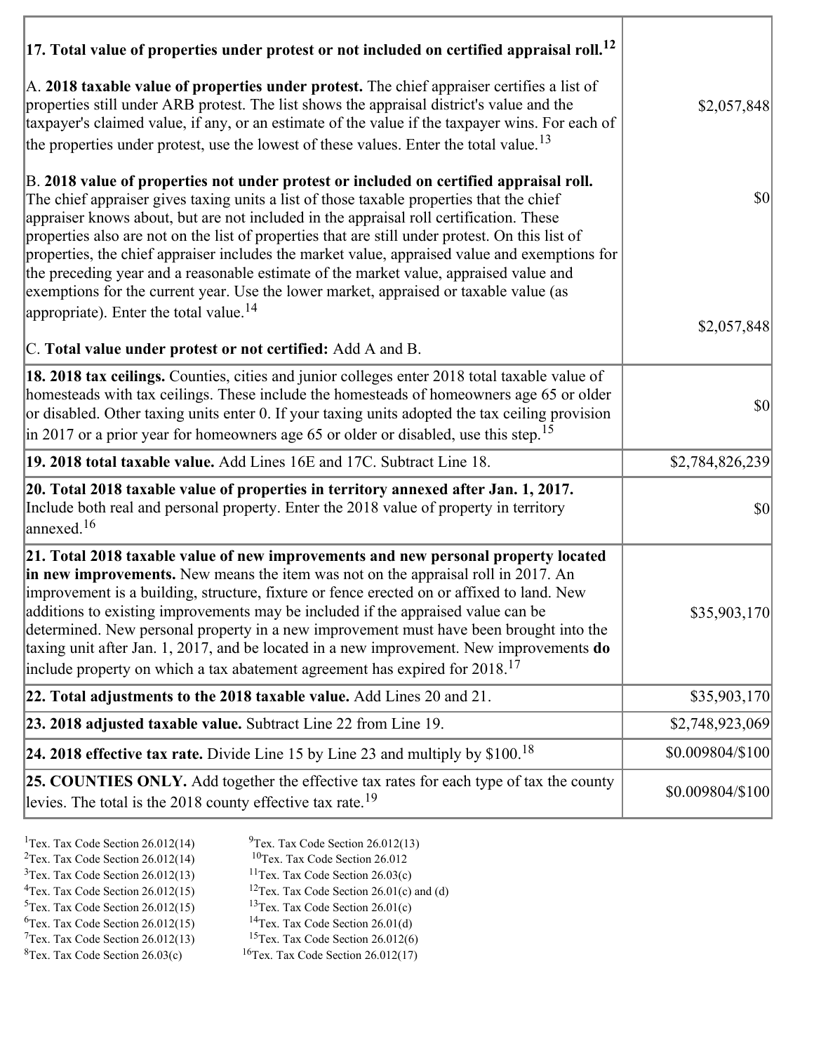| | |
|---|---|
| **17. Total value of properties under protest or not included on certified appraisal roll.**[12] | |
| A. **2018 taxable value of properties under protest.** The chief appraiser certifies a list of properties still under ARB protest. The list shows the appraisal district's value and the taxpayer's claimed value, if any, or an estimate of the value if the taxpayer wins. For each of the properties under protest, use the lowest of these values. Enter the total value.[13] | $2,057,848 |
| B. **2018 value of properties not under protest or included on certified appraisal roll.** The chief appraiser gives taxing units a list of those taxable properties that the chief appraiser knows about, but are not included in the appraisal roll certification. These properties also are not on the list of properties that are still under protest. On this list of properties, the chief appraiser includes the market value, appraised value and exemptions for the preceding year and a reasonable estimate of the market value, appraised value and exemptions for the current year. Use the lower market, appraised or taxable value (as appropriate). Enter the total value.[14] | $0 |
| C. **Total value under protest or not certified:** Add A and B. | $2,057,848 |
| **18. 2018 tax ceilings.** Counties, cities and junior colleges enter 2018 total taxable value of homesteads with tax ceilings. These include the homesteads of homeowners age 65 or older or disabled. Other taxing units enter 0. If your taxing units adopted the tax ceiling provision in 2017 or a prior year for homeowners age 65 or older or disabled, use this step.[15] | $0 |
| **19. 2018 total taxable value.** Add Lines 16E and 17C. Subtract Line 18. | $2,784,826,239 |
| **20. Total 2018 taxable value of properties in territory annexed after Jan. 1, 2017.** Include both real and personal property. Enter the 2018 value of property in territory annexed.[16] | $0 |
| **21. Total 2018 taxable value of new improvements and new personal property located in new improvements.** New means the item was not on the appraisal roll in 2017. An improvement is a building, structure, fixture or fence erected on or affixed to land. New additions to existing improvements may be included if the appraised value can be determined. New personal property in a new improvement must have been brought into the taxing unit after Jan. 1, 2017, and be located in a new improvement. New improvements **do** include property on which a tax abatement agreement has expired for 2018.[17] | $35,903,170 |
| **22. Total adjustments to the 2018 taxable value.** Add Lines 20 and 21. | $35,903,170 |
| **23. 2018 adjusted taxable value.** Subtract Line 22 from Line 19. | $2,748,923,069 |
| **24. 2018 effective tax rate.** Divide Line 15 by Line 23 and multiply by $100.[18] | $0.009804/$100 |
| **25. COUNTIES ONLY.** Add together the effective tax rates for each type of tax the county levies. The total is the 2018 county effective tax rate.[19] | $0.009804/$100 |

[1]Tex. Tax Code Section 26.012(14)
[2]Tex. Tax Code Section 26.012(14)
[3]Tex. Tax Code Section 26.012(13)
[4]Tex. Tax Code Section 26.012(15)
[5]Tex. Tax Code Section 26.012(15)
[6]Tex. Tax Code Section 26.012(15)
[7]Tex. Tax Code Section 26.012(13)
[8]Tex. Tax Code Section 26.03(c)
[9]Tex. Tax Code Section 26.012(13)
[10]Tex. Tax Code Section 26.012
[11]Tex. Tax Code Section 26.03(c)
[12]Tex. Tax Code Section 26.01(c) and (d)
[13]Tex. Tax Code Section 26.01(c)
[14]Tex. Tax Code Section 26.01(d)
[15]Tex. Tax Code Section 26.012(6)
[16]Tex. Tax Code Section 26.012(17)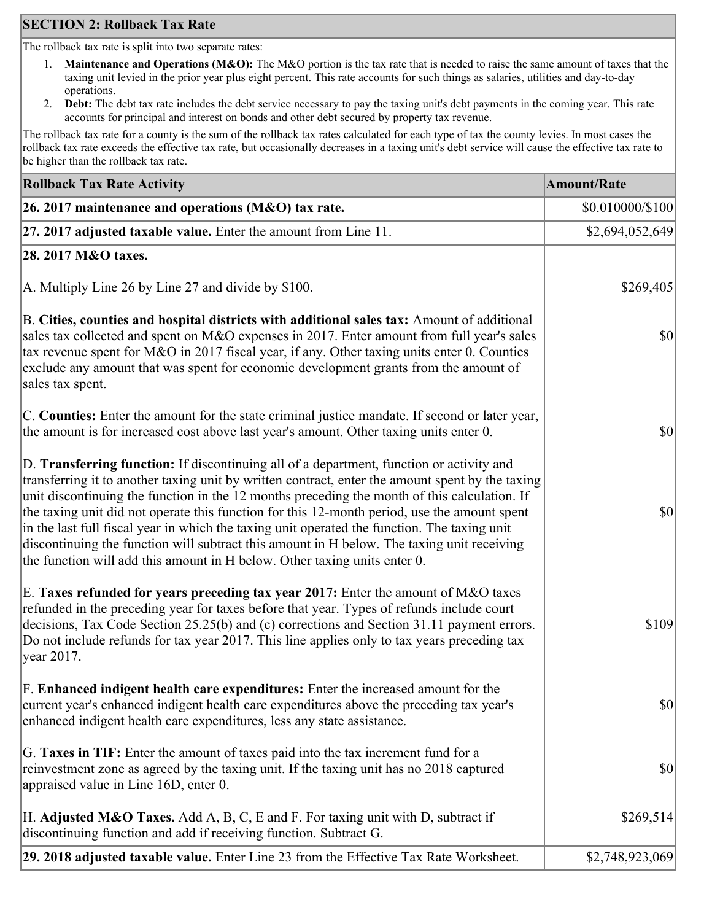## SECTION 2: Rollback Tax Rate

The rollback tax rate is split into two separate rates:

1. **Maintenance and Operations (M&O):** The M&O portion is the tax rate that is needed to raise the same amount of taxes that the taxing unit levied in the prior year plus eight percent. This rate accounts for such things as salaries, utilities and day-to-day operations.
2. **Debt:** The debt tax rate includes the debt service necessary to pay the taxing unit's debt payments in the coming year. This rate accounts for principal and interest on bonds and other debt secured by property tax revenue.

The rollback tax rate for a county is the sum of the rollback tax rates calculated for each type of tax the county levies. In most cases the rollback tax rate exceeds the effective tax rate, but occasionally decreases in a taxing unit's debt service will cause the effective tax rate to be higher than the rollback tax rate.

| Rollback Tax Rate Activity | Amount/Rate |
|---|---|
| **26. 2017 maintenance and operations (M&O) tax rate.** | $0.010000/$100 |
| **27. 2017 adjusted taxable value.** Enter the amount from Line 11. | $2,694,052,649 |
| **28. 2017 M&O taxes.** | |
| A. Multiply Line 26 by Line 27 and divide by $100. | $269,405 |
| B. **Cities, counties and hospital districts with additional sales tax:** Amount of additional sales tax collected and spent on M&O expenses in 2017. Enter amount from full year's sales tax revenue spent for M&O in 2017 fiscal year, if any. Other taxing units enter 0. Counties exclude any amount that was spent for economic development grants from the amount of sales tax spent. | $0 |
| C. **Counties:** Enter the amount for the state criminal justice mandate. If second or later year, the amount is for increased cost above last year's amount. Other taxing units enter 0. | $0 |
| D. **Transferring function:** If discontinuing all of a department, function or activity and transferring it to another taxing unit by written contract, enter the amount spent by the taxing unit discontinuing the function in the 12 months preceding the month of this calculation. If the taxing unit did not operate this function for this 12-month period, use the amount spent in the last full fiscal year in which the taxing unit operated the function. The taxing unit discontinuing the function will subtract this amount in H below. The taxing unit receiving the function will add this amount in H below. Other taxing units enter 0. | $0 |
| E. **Taxes refunded for years preceding tax year 2017:** Enter the amount of M&O taxes refunded in the preceding year for taxes before that year. Types of refunds include court decisions, Tax Code Section 25.25(b) and (c) corrections and Section 31.11 payment errors. Do not include refunds for tax year 2017. This line applies only to tax years preceding tax year 2017. | $109 |
| F. **Enhanced indigent health care expenditures:** Enter the increased amount for the current year's enhanced indigent health care expenditures above the preceding tax year's enhanced indigent health care expenditures, less any state assistance. | $0 |
| G. **Taxes in TIF:** Enter the amount of taxes paid into the tax increment fund for a reinvestment zone as agreed by the taxing unit. If the taxing unit has no 2018 captured appraised value in Line 16D, enter 0. | $0 |
| H. **Adjusted M&O Taxes.** Add A, B, C, E and F. For taxing unit with D, subtract if discontinuing function and add if receiving function. Subtract G. | $269,514 |
| **29. 2018 adjusted taxable value.** Enter Line 23 from the Effective Tax Rate Worksheet. | $2,748,923,069 |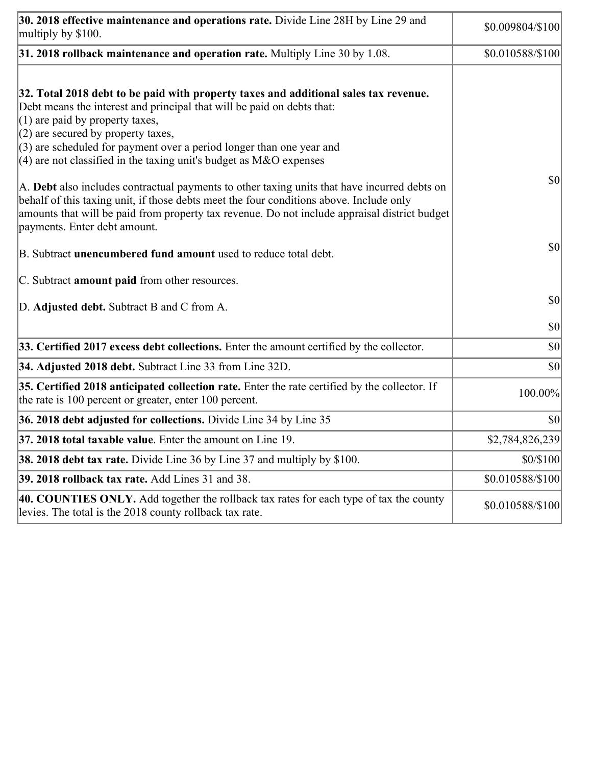| | |
|---|---|
| **30. 2018 effective maintenance and operations rate.** Divide Line 28H by Line 29 and multiply by $100. | $0.009804/$100 |
| **31. 2018 rollback maintenance and operation rate.** Multiply Line 30 by 1.08. | $0.010588/$100 |
| **32. Total 2018 debt to be paid with property taxes and additional sales tax revenue.**<br>Debt means the interest and principal that will be paid on debts that:<br>(1) are paid by property taxes,<br>(2) are secured by property taxes,<br>(3) are scheduled for payment over a period longer than one year and<br>(4) are not classified in the taxing unit's budget as M&O expenses<br><br>A. **Debt** also includes contractual payments to other taxing units that have incurred debts on behalf of this taxing unit, if those debts meet the four conditions above. Include only amounts that will be paid from property tax revenue. Do not include appraisal district budget payments. Enter debt amount.<br><br>B. Subtract **unencumbered fund amount** used to reduce total debt.<br><br>C. Subtract **amount paid** from other resources.<br><br>D. **Adjusted debt.** Subtract B and C from A. | $0<br><br>$0<br><br>$0<br><br>$0 |
| **33. Certified 2017 excess debt collections.** Enter the amount certified by the collector. | $0 |
| **34. Adjusted 2018 debt.** Subtract Line 33 from Line 32D. | $0 |
| **35. Certified 2018 anticipated collection rate.** Enter the rate certified by the collector. If the rate is 100 percent or greater, enter 100 percent. | 100.00% |
| **36. 2018 debt adjusted for collections.** Divide Line 34 by Line 35 | $0 |
| **37. 2018 total taxable value**. Enter the amount on Line 19. | $2,784,826,239 |
| **38. 2018 debt tax rate.** Divide Line 36 by Line 37 and multiply by $100. | $0/$100 |
| **39. 2018 rollback tax rate.** Add Lines 31 and 38. | $0.010588/$100 |
| **40. COUNTIES ONLY.** Add together the rollback tax rates for each type of tax the county levies. The total is the 2018 county rollback tax rate. | $0.010588/$100 |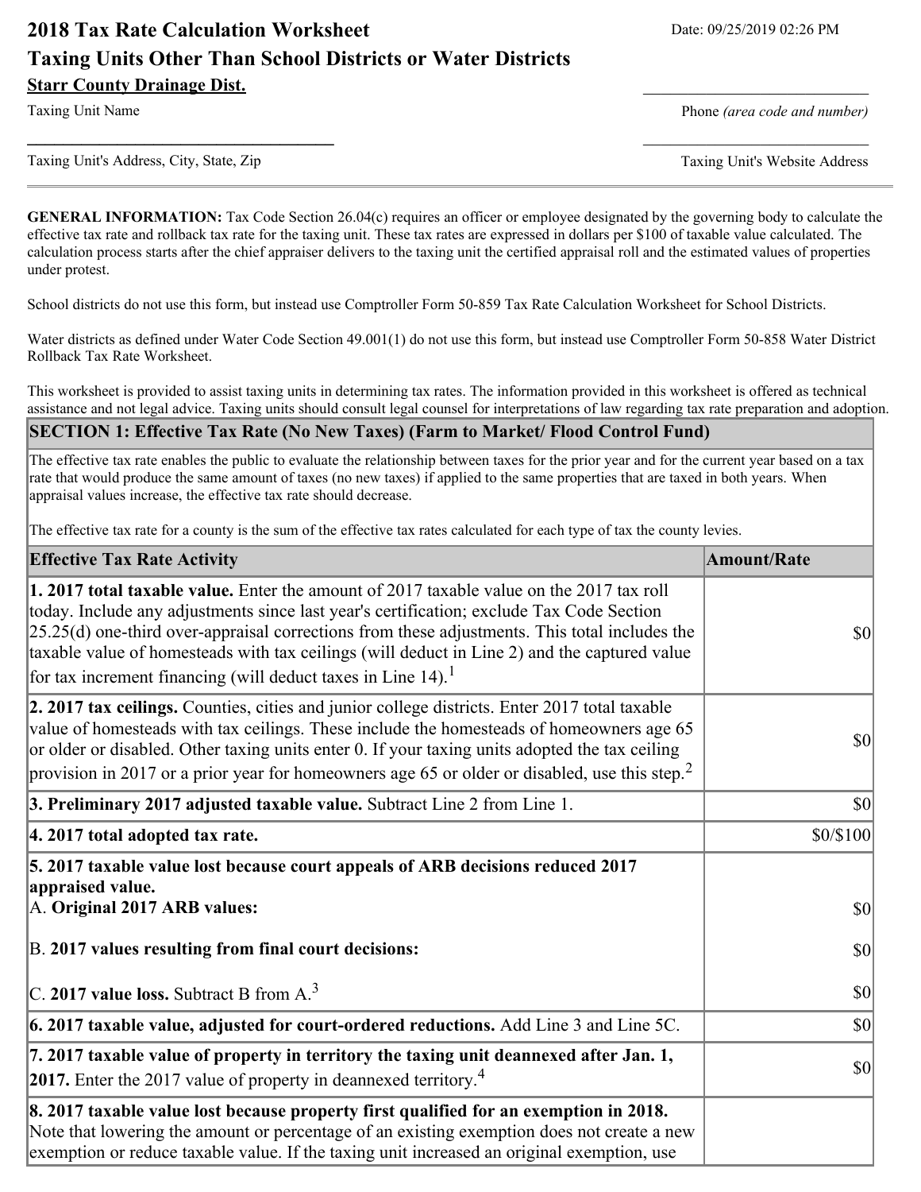# 2018 Tax Rate Calculation Worksheet

Date: 09/25/2019 02:26 PM

## Taxing Units Other Than School Districts or Water Districts

**Starr County Drainage Dist.**

Taxing Unit Name

Phone *(area code and number)*

Taxing Unit's Address, City, State, Zip

Taxing Unit's Website Address

**GENERAL INFORMATION:** Tax Code Section 26.04(c) requires an officer or employee designated by the governing body to calculate the effective tax rate and rollback tax rate for the taxing unit. These tax rates are expressed in dollars per $100 of taxable value calculated. The calculation process starts after the chief appraiser delivers to the taxing unit the certified appraisal roll and the estimated values of properties under protest.

School districts do not use this form, but instead use Comptroller Form 50-859 Tax Rate Calculation Worksheet for School Districts.

Water districts as defined under Water Code Section 49.001(1) do not use this form, but instead use Comptroller Form 50-858 Water District Rollback Tax Rate Worksheet.

This worksheet is provided to assist taxing units in determining tax rates. The information provided in this worksheet is offered as technical assistance and not legal advice. Taxing units should consult legal counsel for interpretations of law regarding tax rate preparation and adoption.

### SECTION 1: Effective Tax Rate (No New Taxes) (Farm to Market/ Flood Control Fund)

The effective tax rate enables the public to evaluate the relationship between taxes for the prior year and for the current year based on a tax rate that would produce the same amount of taxes (no new taxes) if applied to the same properties that are taxed in both years. When appraisal values increase, the effective tax rate should decrease.

The effective tax rate for a county is the sum of the effective tax rates calculated for each type of tax the county levies.

| Effective Tax Rate Activity | Amount/Rate |
|---|---|
| **1. 2017 total taxable value.** Enter the amount of 2017 taxable value on the 2017 tax roll today. Include any adjustments since last year's certification; exclude Tax Code Section 25.25(d) one-third over-appraisal corrections from these adjustments. This total includes the taxable value of homesteads with tax ceilings (will deduct in Line 2) and the captured value for tax increment financing (will deduct taxes in Line 14).[1] | $0 |
| **2. 2017 tax ceilings.** Counties, cities and junior college districts. Enter 2017 total taxable value of homesteads with tax ceilings. These include the homesteads of homeowners age 65 or older or disabled. Other taxing units enter 0. If your taxing units adopted the tax ceiling provision in 2017 or a prior year for homeowners age 65 or older or disabled, use this step.[2] | $0 |
| **3. Preliminary 2017 adjusted taxable value.** Subtract Line 2 from Line 1. | $0 |
| **4. 2017 total adopted tax rate.** | $0/$100 |
| **5. 2017 taxable value lost because court appeals of ARB decisions reduced 2017 appraised value.**<br>A. **Original 2017 ARB values:** | $0 |
| B. **2017 values resulting from final court decisions:** | $0 |
| C. **2017 value loss.** Subtract B from A.[3] | $0 |
| **6. 2017 taxable value, adjusted for court-ordered reductions.** Add Line 3 and Line 5C. | $0 |
| **7. 2017 taxable value of property in territory the taxing unit deannexed after Jan. 1, 2017.** Enter the 2017 value of property in deannexed territory.[4] | $0 |
| **8. 2017 taxable value lost because property first qualified for an exemption in 2018.** Note that lowering the amount or percentage of an existing exemption does not create a new exemption or reduce taxable value. If the taxing unit increased an original exemption, use | |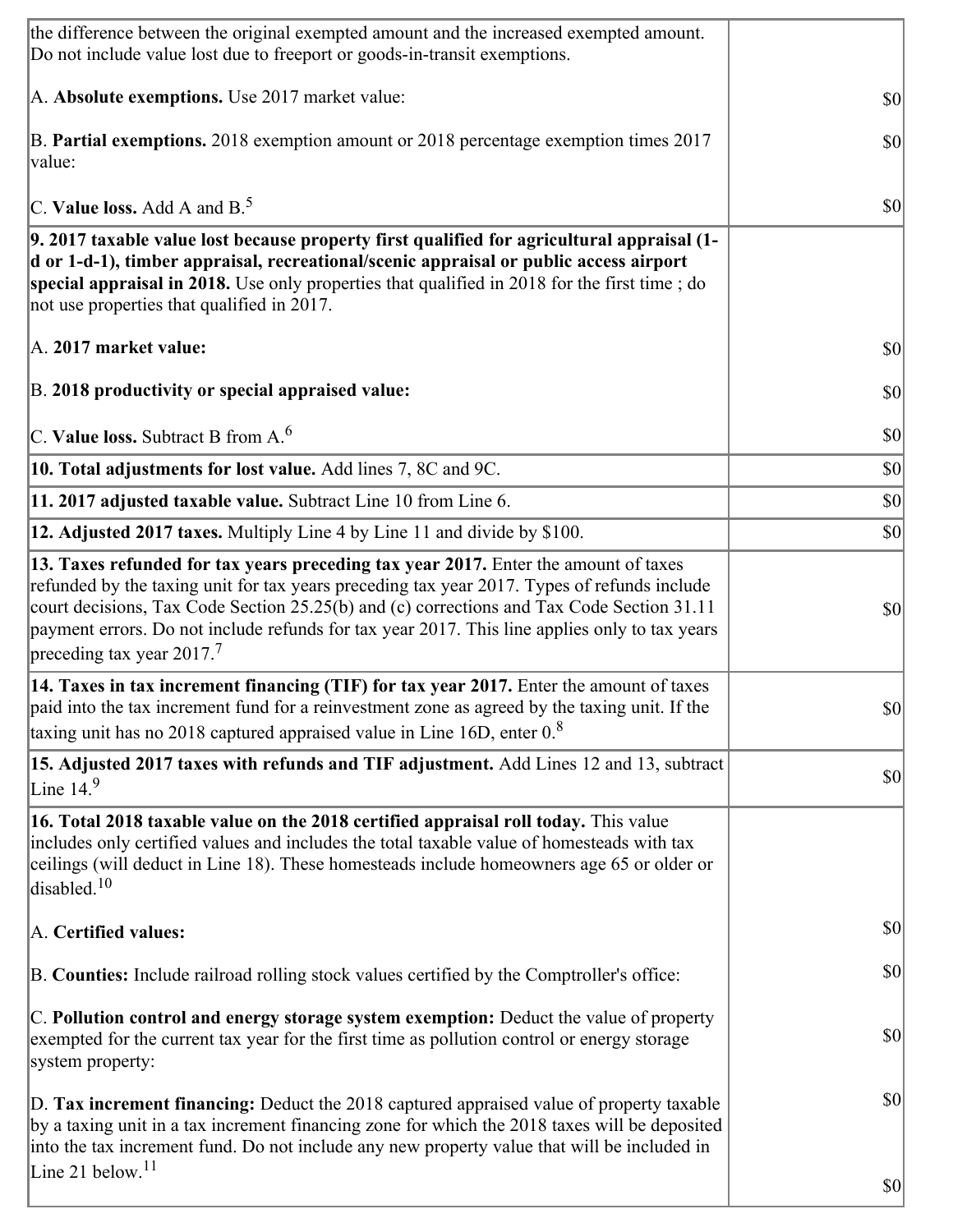| | |
|---|---|
| the difference between the original exempted amount and the increased exempted amount. Do not include value lost due to freeport or goods-in-transit exemptions. | |
| A. **Absolute exemptions.** Use 2017 market value: | $0 |
| B. **Partial exemptions.** 2018 exemption amount or 2018 percentage exemption times 2017 value: | $0 |
| C. **Value loss.** Add A and B.[5] | $0 |
| **9. 2017 taxable value lost because property first qualified for agricultural appraisal (1-d or 1-d-1), timber appraisal, recreational/scenic appraisal or public access airport special appraisal in 2018.** Use only properties that qualified in 2018 for the first time ; do not use properties that qualified in 2017. | |
| A. **2017 market value:** | $0 |
| B. **2018 productivity or special appraised value:** | $0 |
| C. **Value loss.** Subtract B from A.[6] | $0 |
| **10. Total adjustments for lost value.** Add lines 7, 8C and 9C. | $0 |
| **11. 2017 adjusted taxable value.** Subtract Line 10 from Line 6. | $0 |
| **12. Adjusted 2017 taxes.** Multiply Line 4 by Line 11 and divide by $100. | $0 |
| **13. Taxes refunded for tax years preceding tax year 2017.** Enter the amount of taxes refunded by the taxing unit for tax years preceding tax year 2017. Types of refunds include court decisions, Tax Code Section 25.25(b) and (c) corrections and Tax Code Section 31.11 payment errors. Do not include refunds for tax year 2017. This line applies only to tax years preceding tax year 2017.[7] | $0 |
| **14. Taxes in tax increment financing (TIF) for tax year 2017.** Enter the amount of taxes paid into the tax increment fund for a reinvestment zone as agreed by the taxing unit. If the taxing unit has no 2018 captured appraised value in Line 16D, enter 0.[8] | $0 |
| **15. Adjusted 2017 taxes with refunds and TIF adjustment.** Add Lines 12 and 13, subtract Line 14.[9] | $0 |
| **16. Total 2018 taxable value on the 2018 certified appraisal roll today.** This value includes only certified values and includes the total taxable value of homesteads with tax ceilings (will deduct in Line 18). These homesteads include homeowners age 65 or older or disabled.[10] | |
| A. **Certified values:** | $0 |
| B. **Counties:** Include railroad rolling stock values certified by the Comptroller's office: | $0 |
| C. **Pollution control and energy storage system exemption:** Deduct the value of property exempted for the current tax year for the first time as pollution control or energy storage system property: | $0 |
| D. **Tax increment financing:** Deduct the 2018 captured appraised value of property taxable by a taxing unit in a tax increment financing zone for which the 2018 taxes will be deposited into the tax increment fund. Do not include any new property value that will be included in Line 21 below.[11] | $0<br>$0 |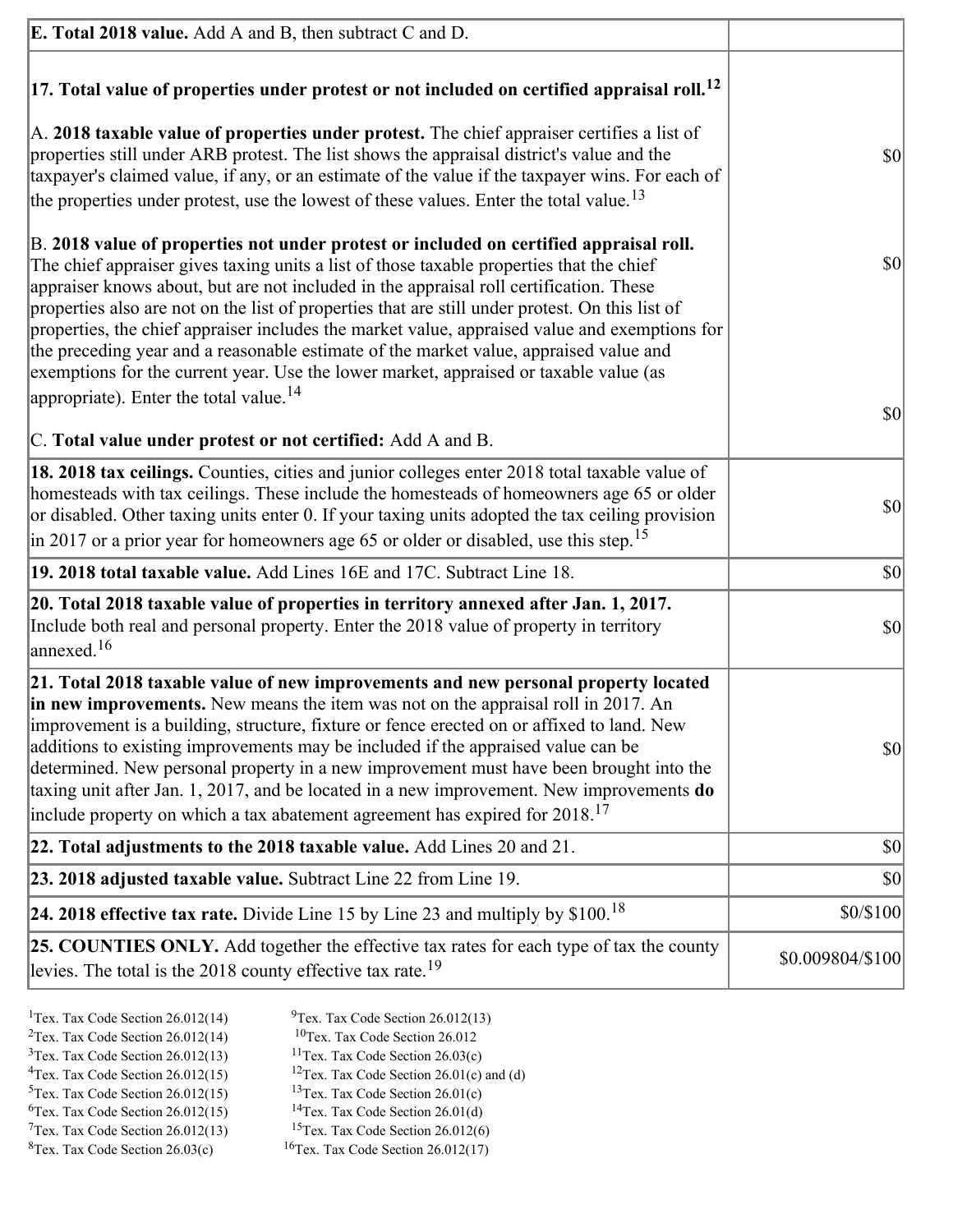| | |
|---|---|
| **E. Total 2018 value.** Add A and B, then subtract C and D. | |
| **17. Total value of properties under protest or not included on certified appraisal roll.**[12]<br><br>A. **2018 taxable value of properties under protest.** The chief appraiser certifies a list of properties still under ARB protest. The list shows the appraisal district's value and the taxpayer's claimed value, if any, or an estimate of the value if the taxpayer wins. For each of the properties under protest, use the lowest of these values. Enter the total value.[13]<br><br>B. **2018 value of properties not under protest or included on certified appraisal roll.** The chief appraiser gives taxing units a list of those taxable properties that the chief appraiser knows about, but are not included in the appraisal roll certification. These properties also are not on the list of properties that are still under protest. On this list of properties, the chief appraiser includes the market value, appraised value and exemptions for the preceding year and a reasonable estimate of the market value, appraised value and exemptions for the current year. Use the lower market, appraised or taxable value (as appropriate). Enter the total value.[14]<br><br>C. **Total value under protest or not certified:** Add A and B. | $0<br><br>$0<br><br>$0 |
| **18. 2018 tax ceilings.** Counties, cities and junior colleges enter 2018 total taxable value of homesteads with tax ceilings. These include the homesteads of homeowners age 65 or older or disabled. Other taxing units enter 0. If your taxing units adopted the tax ceiling provision in 2017 or a prior year for homeowners age 65 or older or disabled, use this step.[15] | $0 |
| **19. 2018 total taxable value.** Add Lines 16E and 17C. Subtract Line 18. | $0 |
| **20. Total 2018 taxable value of properties in territory annexed after Jan. 1, 2017.** Include both real and personal property. Enter the 2018 value of property in territory annexed.[16] | $0 |
| **21. Total 2018 taxable value of new improvements and new personal property located in new improvements.** New means the item was not on the appraisal roll in 2017. An improvement is a building, structure, fixture or fence erected on or affixed to land. New additions to existing improvements may be included if the appraised value can be determined. New personal property in a new improvement must have been brought into the taxing unit after Jan. 1, 2017, and be located in a new improvement. New improvements **do** include property on which a tax abatement agreement has expired for 2018.[17] | $0 |
| **22. Total adjustments to the 2018 taxable value.** Add Lines 20 and 21. | $0 |
| **23. 2018 adjusted taxable value.** Subtract Line 22 from Line 19. | $0 |
| **24. 2018 effective tax rate.** Divide Line 15 by Line 23 and multiply by $100.[18] | $0/$100 |
| **25. COUNTIES ONLY.** Add together the effective tax rates for each type of tax the county levies. The total is the 2018 county effective tax rate.[19] | $0.009804/$100 |

[1] Tex. Tax Code Section 26.012(14)
[2] Tex. Tax Code Section 26.012(14)
[3] Tex. Tax Code Section 26.012(13)
[4] Tex. Tax Code Section 26.012(15)
[5] Tex. Tax Code Section 26.012(15)
[6] Tex. Tax Code Section 26.012(15)
[7] Tex. Tax Code Section 26.012(13)
[8] Tex. Tax Code Section 26.03(c)
[9] Tex. Tax Code Section 26.012(13)
[10] Tex. Tax Code Section 26.012
[11] Tex. Tax Code Section 26.03(c)
[12] Tex. Tax Code Section 26.01(c) and (d)
[13] Tex. Tax Code Section 26.01(c)
[14] Tex. Tax Code Section 26.01(d)
[15] Tex. Tax Code Section 26.012(6)
[16] Tex. Tax Code Section 26.012(17)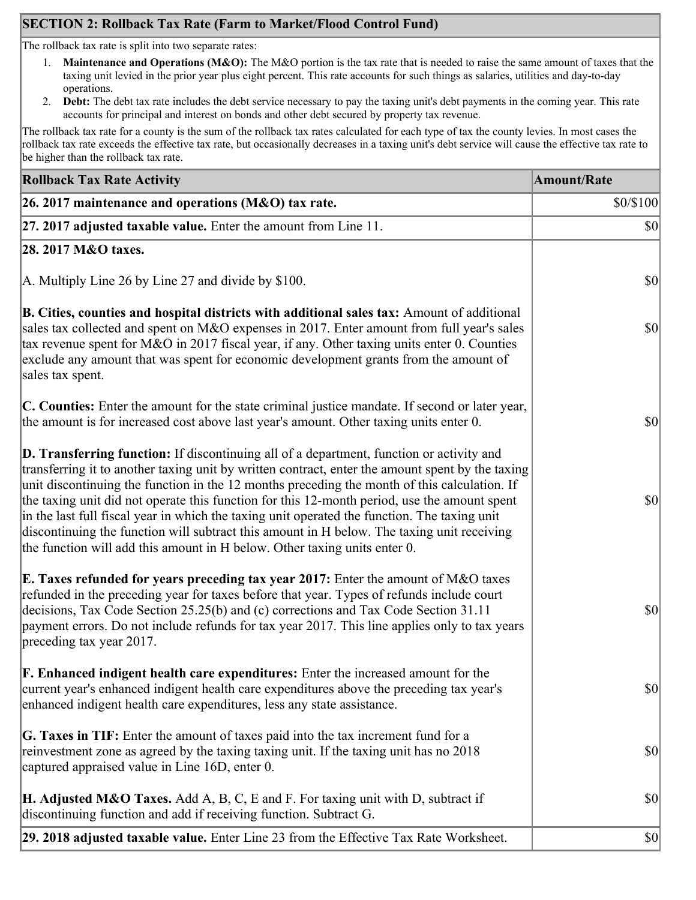## SECTION 2: Rollback Tax Rate (Farm to Market/Flood Control Fund)

The rollback tax rate is split into two separate rates:

1. **Maintenance and Operations (M&O):** The M&O portion is the tax rate that is needed to raise the same amount of taxes that the taxing unit levied in the prior year plus eight percent. This rate accounts for such things as salaries, utilities and day-to-day operations.
2. **Debt:** The debt tax rate includes the debt service necessary to pay the taxing unit's debt payments in the coming year. This rate accounts for principal and interest on bonds and other debt secured by property tax revenue.

The rollback tax rate for a county is the sum of the rollback tax rates calculated for each type of tax the county levies. In most cases the rollback tax rate exceeds the effective tax rate, but occasionally decreases in a taxing unit's debt service will cause the effective tax rate to be higher than the rollback tax rate.

| Rollback Tax Rate Activity | Amount/Rate |
|---|---|
| **26. 2017 maintenance and operations (M&O) tax rate.** | $0/$100 |
| **27. 2017 adjusted taxable value.** Enter the amount from Line 11. | $0 |
| **28. 2017 M&O taxes.** | |
| A. Multiply Line 26 by Line 27 and divide by $100. | $0 |
| **B. Cities, counties and hospital districts with additional sales tax:** Amount of additional sales tax collected and spent on M&O expenses in 2017. Enter amount from full year's sales tax revenue spent for M&O in 2017 fiscal year, if any. Other taxing units enter 0. Counties exclude any amount that was spent for economic development grants from the amount of sales tax spent. | $0 |
| **C. Counties:** Enter the amount for the state criminal justice mandate. If second or later year, the amount is for increased cost above last year's amount. Other taxing units enter 0. | $0 |
| **D. Transferring function:** If discontinuing all of a department, function or activity and transferring it to another taxing unit by written contract, enter the amount spent by the taxing unit discontinuing the function in the 12 months preceding the month of this calculation. If the taxing unit did not operate this function for this 12-month period, use the amount spent in the last full fiscal year in which the taxing unit operated the function. The taxing unit discontinuing the function will subtract this amount in H below. The taxing unit receiving the function will add this amount in H below. Other taxing units enter 0. | $0 |
| **E. Taxes refunded for years preceding tax year 2017:** Enter the amount of M&O taxes refunded in the preceding year for taxes before that year. Types of refunds include court decisions, Tax Code Section 25.25(b) and (c) corrections and Tax Code Section 31.11 payment errors. Do not include refunds for tax year 2017. This line applies only to tax years preceding tax year 2017. | $0 |
| **F. Enhanced indigent health care expenditures:** Enter the increased amount for the current year's enhanced indigent health care expenditures above the preceding tax year's enhanced indigent health care expenditures, less any state assistance. | $0 |
| **G. Taxes in TIF:** Enter the amount of taxes paid into the tax increment fund for a reinvestment zone as agreed by the taxing taxing unit. If the taxing unit has no 2018 captured appraised value in Line 16D, enter 0. | $0 |
| **H. Adjusted M&O Taxes.** Add A, B, C, E and F. For taxing unit with D, subtract if discontinuing function and add if receiving function. Subtract G. | $0 |
| **29. 2018 adjusted taxable value.** Enter Line 23 from the Effective Tax Rate Worksheet. | $0 |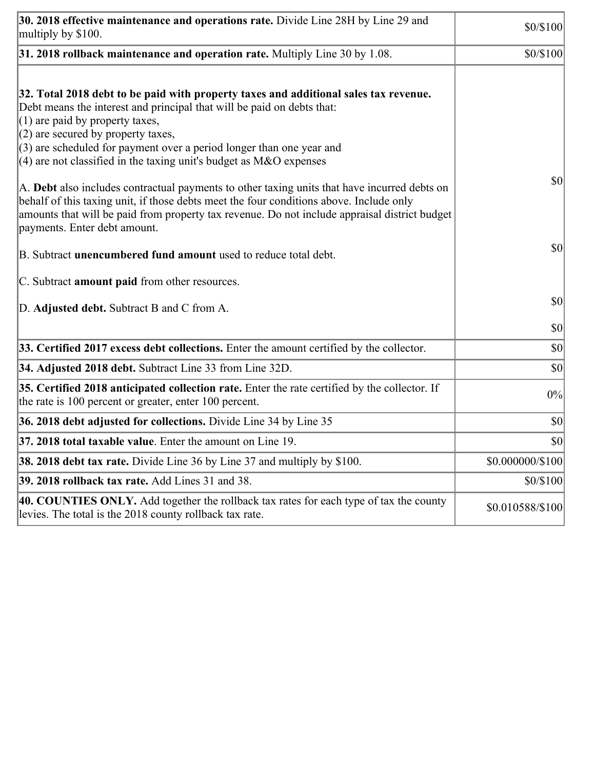| | |
|---|---|
| **30. 2018 effective maintenance and operations rate.** Divide Line 28H by Line 29 and multiply by $100. | $0/$100 |
| **31. 2018 rollback maintenance and operation rate.** Multiply Line 30 by 1.08. | $0/$100 |
| **32. Total 2018 debt to be paid with property taxes and additional sales tax revenue.**<br>Debt means the interest and principal that will be paid on debts that:<br>(1) are paid by property taxes,<br>(2) are secured by property taxes,<br>(3) are scheduled for payment over a period longer than one year and<br>(4) are not classified in the taxing unit's budget as M&O expenses<br><br>A. **Debt** also includes contractual payments to other taxing units that have incurred debts on behalf of this taxing unit, if those debts meet the four conditions above. Include only amounts that will be paid from property tax revenue. Do not include appraisal district budget payments. Enter debt amount.<br><br>B. Subtract **unencumbered fund amount** used to reduce total debt.<br><br>C. Subtract **amount paid** from other resources.<br><br>D. **Adjusted debt.** Subtract B and C from A. | $0<br><br>$0<br><br>$0<br><br>$0 |
| **33. Certified 2017 excess debt collections.** Enter the amount certified by the collector. | $0 |
| **34. Adjusted 2018 debt.** Subtract Line 33 from Line 32D. | $0 |
| **35. Certified 2018 anticipated collection rate.** Enter the rate certified by the collector. If the rate is 100 percent or greater, enter 100 percent. | 0% |
| **36. 2018 debt adjusted for collections.** Divide Line 34 by Line 35 | $0 |
| **37. 2018 total taxable value**. Enter the amount on Line 19. | $0 |
| **38. 2018 debt tax rate.** Divide Line 36 by Line 37 and multiply by $100. | $0.000000/$100 |
| **39. 2018 rollback tax rate.** Add Lines 31 and 38. | $0/$100 |
| **40. COUNTIES ONLY.** Add together the rollback tax rates for each type of tax the county levies. The total is the 2018 county rollback tax rate. | $0.010588/$100 |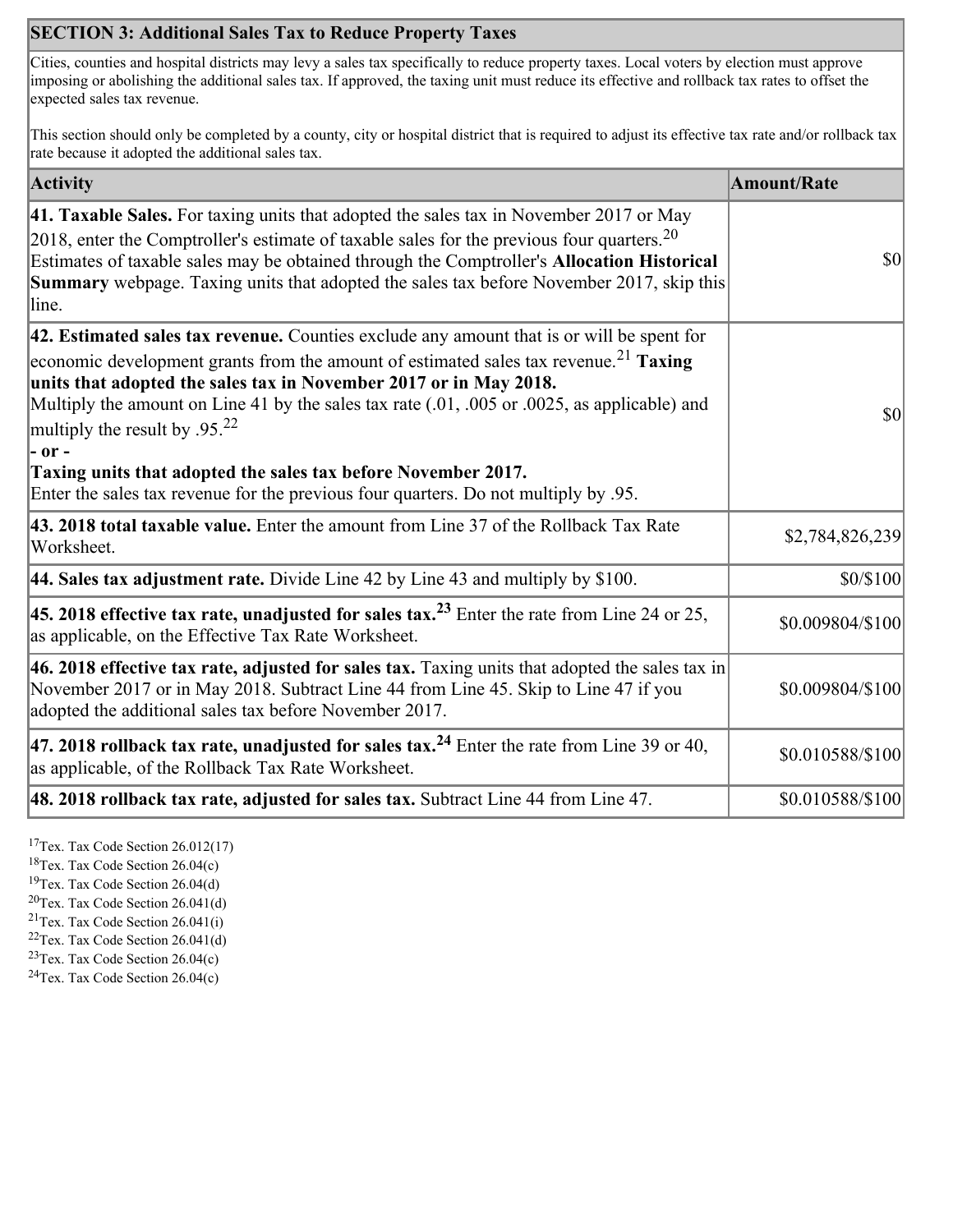| SECTION 3: Additional Sales Tax to Reduce Property Taxes | |
|---|---|
| Cities, counties and hospital districts may levy a sales tax specifically to reduce property taxes. Local voters by election must approve imposing or abolishing the additional sales tax. If approved, the taxing unit must reduce its effective and rollback tax rates to offset the expected sales tax revenue.<br><br>This section should only be completed by a county, city or hospital district that is required to adjust its effective tax rate and/or rollback tax rate because it adopted the additional sales tax. | |
| **Activity** | **Amount/Rate** |
| **41. Taxable Sales.** For taxing units that adopted the sales tax in November 2017 or May 2018, enter the Comptroller's estimate of taxable sales for the previous four quarters.[20] Estimates of taxable sales may be obtained through the Comptroller's **Allocation Historical Summary** webpage. Taxing units that adopted the sales tax before November 2017, skip this line. | $0 |
| **42. Estimated sales tax revenue.** Counties exclude any amount that is or will be spent for economic development grants from the amount of estimated sales tax revenue.[21] **Taxing units that adopted the sales tax in November 2017 or in May 2018.** Multiply the amount on Line 41 by the sales tax rate (.01, .005 or .0025, as applicable) and multiply the result by .95.[22]<br>**- or -**<br>**Taxing units that adopted the sales tax before November 2017.** Enter the sales tax revenue for the previous four quarters. Do not multiply by .95. | $0 |
| **43. 2018 total taxable value.** Enter the amount from Line 37 of the Rollback Tax Rate Worksheet. | $2,784,826,239 |
| **44. Sales tax adjustment rate.** Divide Line 42 by Line 43 and multiply by $100. | $0/$100 |
| **45. 2018 effective tax rate, unadjusted for sales tax.**[23] Enter the rate from Line 24 or 25, as applicable, on the Effective Tax Rate Worksheet. | $0.009804/$100 |
| **46. 2018 effective tax rate, adjusted for sales tax.** Taxing units that adopted the sales tax in November 2017 or in May 2018. Subtract Line 44 from Line 45. Skip to Line 47 if you adopted the additional sales tax before November 2017. | $0.009804/$100 |
| **47. 2018 rollback tax rate, unadjusted for sales tax.**[24] Enter the rate from Line 39 or 40, as applicable, of the Rollback Tax Rate Worksheet. | $0.010588/$100 |
| **48. 2018 rollback tax rate, adjusted for sales tax.** Subtract Line 44 from Line 47. | $0.010588/$100 |

[17] Tex. Tax Code Section 26.012(17)
[18] Tex. Tax Code Section 26.04(c)
[19] Tex. Tax Code Section 26.04(d)
[20] Tex. Tax Code Section 26.041(d)
[21] Tex. Tax Code Section 26.041(i)
[22] Tex. Tax Code Section 26.041(d)
[23] Tex. Tax Code Section 26.04(c)
[24] Tex. Tax Code Section 26.04(c)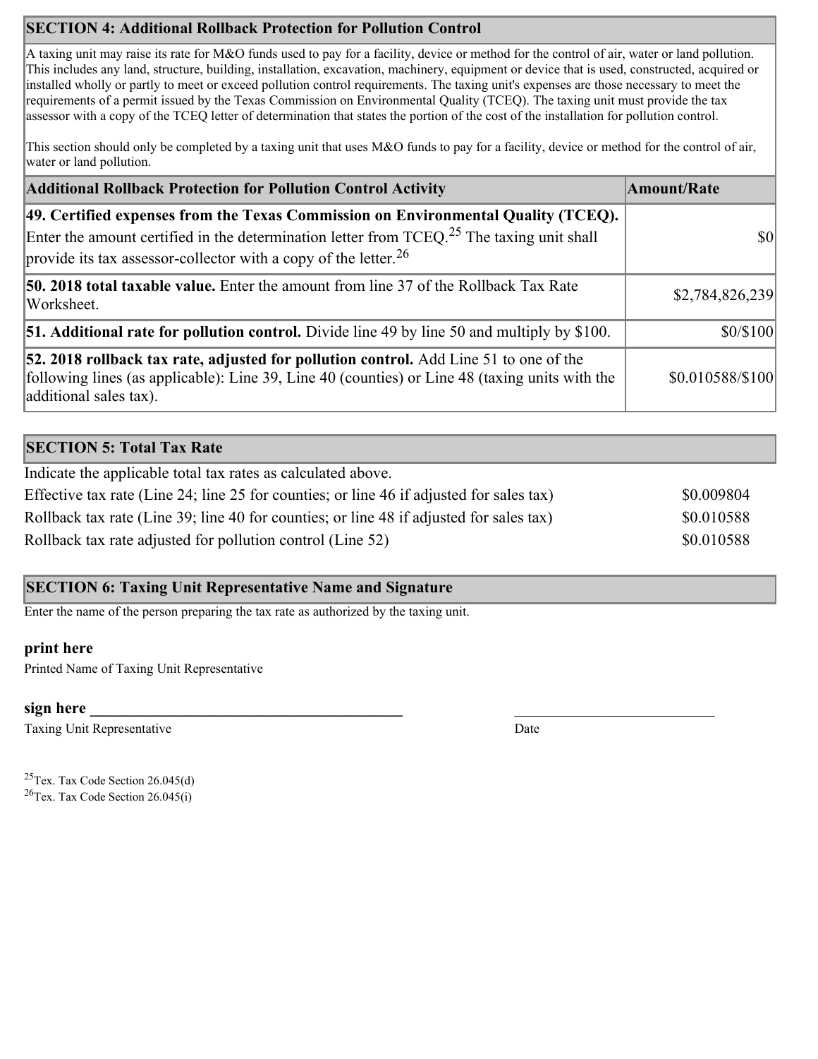## SECTION 4: Additional Rollback Protection for Pollution Control

A taxing unit may raise its rate for M&O funds used to pay for a facility, device or method for the control of air, water or land pollution. This includes any land, structure, building, installation, excavation, machinery, equipment or device that is used, constructed, acquired or installed wholly or partly to meet or exceed pollution control requirements. The taxing unit's expenses are those necessary to meet the requirements of a permit issued by the Texas Commission on Environmental Quality (TCEQ). The taxing unit must provide the tax assessor with a copy of the TCEQ letter of determination that states the portion of the cost of the installation for pollution control.

This section should only be completed by a taxing unit that uses M&O funds to pay for a facility, device or method for the control of air, water or land pollution.

| Additional Rollback Protection for Pollution Control Activity | Amount/Rate |
|---|---|
| **49. Certified expenses from the Texas Commission on Environmental Quality (TCEQ).** Enter the amount certified in the determination letter from TCEQ.[25] The taxing unit shall provide its tax assessor-collector with a copy of the letter.[26] | $0 |
| **50. 2018 total taxable value.** Enter the amount from line 37 of the Rollback Tax Rate Worksheet. | $2,784,826,239 |
| **51. Additional rate for pollution control.** Divide line 49 by line 50 and multiply by $100. | $0/$100 |
| **52. 2018 rollback tax rate, adjusted for pollution control.** Add Line 51 to one of the following lines (as applicable): Line 39, Line 40 (counties) or Line 48 (taxing units with the additional sales tax). | $0.010588/$100 |

## SECTION 5: Total Tax Rate

Indicate the applicable total tax rates as calculated above.

| | |
|---|---|
| Effective tax rate (Line 24; line 25 for counties; or line 46 if adjusted for sales tax) | $0.009804 |
| Rollback tax rate (Line 39; line 40 for counties; or line 48 if adjusted for sales tax) | $0.010588 |
| Rollback tax rate adjusted for pollution control (Line 52) | $0.010588 |

## SECTION 6: Taxing Unit Representative Name and Signature

Enter the name of the person preparing the tax rate as authorized by the taxing unit.

**print here**

Printed Name of Taxing Unit Representative

**sign here** ________________________________________ ____________________________

Taxing Unit Representative Date

[25]Tex. Tax Code Section 26.045(d)
[26]Tex. Tax Code Section 26.045(i)